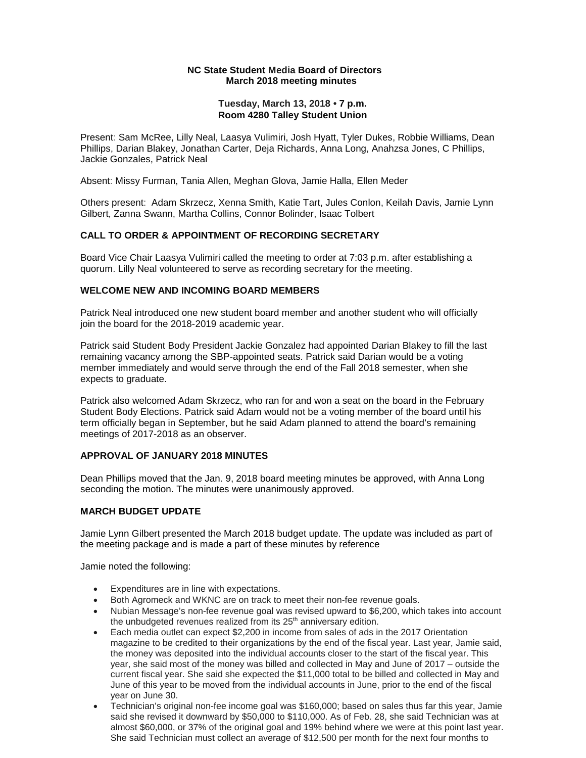**NC State Student Media Board of Directors**
**March 2018 meeting minutes**

**Tuesday, March 13, 2018 • 7 p.m.**
**Room 4280 Talley Student Union**

Present: Sam McRee, Lilly Neal, Laasya Vulimiri, Josh Hyatt, Tyler Dukes, Robbie Williams, Dean Phillips, Darian Blakey, Jonathan Carter, Deja Richards, Anna Long, Anahzsa Jones, C Phillips, Jackie Gonzales, Patrick Neal

Absent: Missy Furman, Tania Allen, Meghan Glova, Jamie Halla, Ellen Meder

Others present: Adam Skrzecz, Xenna Smith, Katie Tart, Jules Conlon, Keilah Davis, Jamie Lynn Gilbert, Zanna Swann, Martha Collins, Connor Bolinder, Isaac Tolbert

## CALL TO ORDER & APPOINTMENT OF RECORDING SECRETARY

Board Vice Chair Laasya Vulimiri called the meeting to order at 7:03 p.m. after establishing a quorum. Lilly Neal volunteered to serve as recording secretary for the meeting.

## WELCOME NEW AND INCOMING BOARD MEMBERS

Patrick Neal introduced one new student board member and another student who will officially join the board for the 2018-2019 academic year.

Patrick said Student Body President Jackie Gonzalez had appointed Darian Blakey to fill the last remaining vacancy among the SBP-appointed seats. Patrick said Darian would be a voting member immediately and would serve through the end of the Fall 2018 semester, when she expects to graduate.

Patrick also welcomed Adam Skrzecz, who ran for and won a seat on the board in the February Student Body Elections. Patrick said Adam would not be a voting member of the board until his term officially began in September, but he said Adam planned to attend the board's remaining meetings of 2017-2018 as an observer.

## APPROVAL OF JANUARY 2018 MINUTES

Dean Phillips moved that the Jan. 9, 2018 board meeting minutes be approved, with Anna Long seconding the motion. The minutes were unanimously approved.

## MARCH BUDGET UPDATE

Jamie Lynn Gilbert presented the March 2018 budget update. The update was included as part of the meeting package and is made a part of these minutes by reference

Jamie noted the following:

- Expenditures are in line with expectations.
- Both Agromeck and WKNC are on track to meet their non-fee revenue goals.
- Nubian Message's non-fee revenue goal was revised upward to $6,200, which takes into account the unbudgeted revenues realized from its 25th anniversary edition.
- Each media outlet can expect $2,200 in income from sales of ads in the 2017 Orientation magazine to be credited to their organizations by the end of the fiscal year. Last year, Jamie said, the money was deposited into the individual accounts closer to the start of the fiscal year. This year, she said most of the money was billed and collected in May and June of 2017 – outside the current fiscal year. She said she expected the $11,000 total to be billed and collected in May and June of this year to be moved from the individual accounts in June, prior to the end of the fiscal year on June 30.
- Technician's original non-fee income goal was $160,000; based on sales thus far this year, Jamie said she revised it downward by $50,000 to $110,000. As of Feb. 28, she said Technician was at almost $60,000, or 37% of the original goal and 19% behind where we were at this point last year. She said Technician must collect an average of $12,500 per month for the next four months to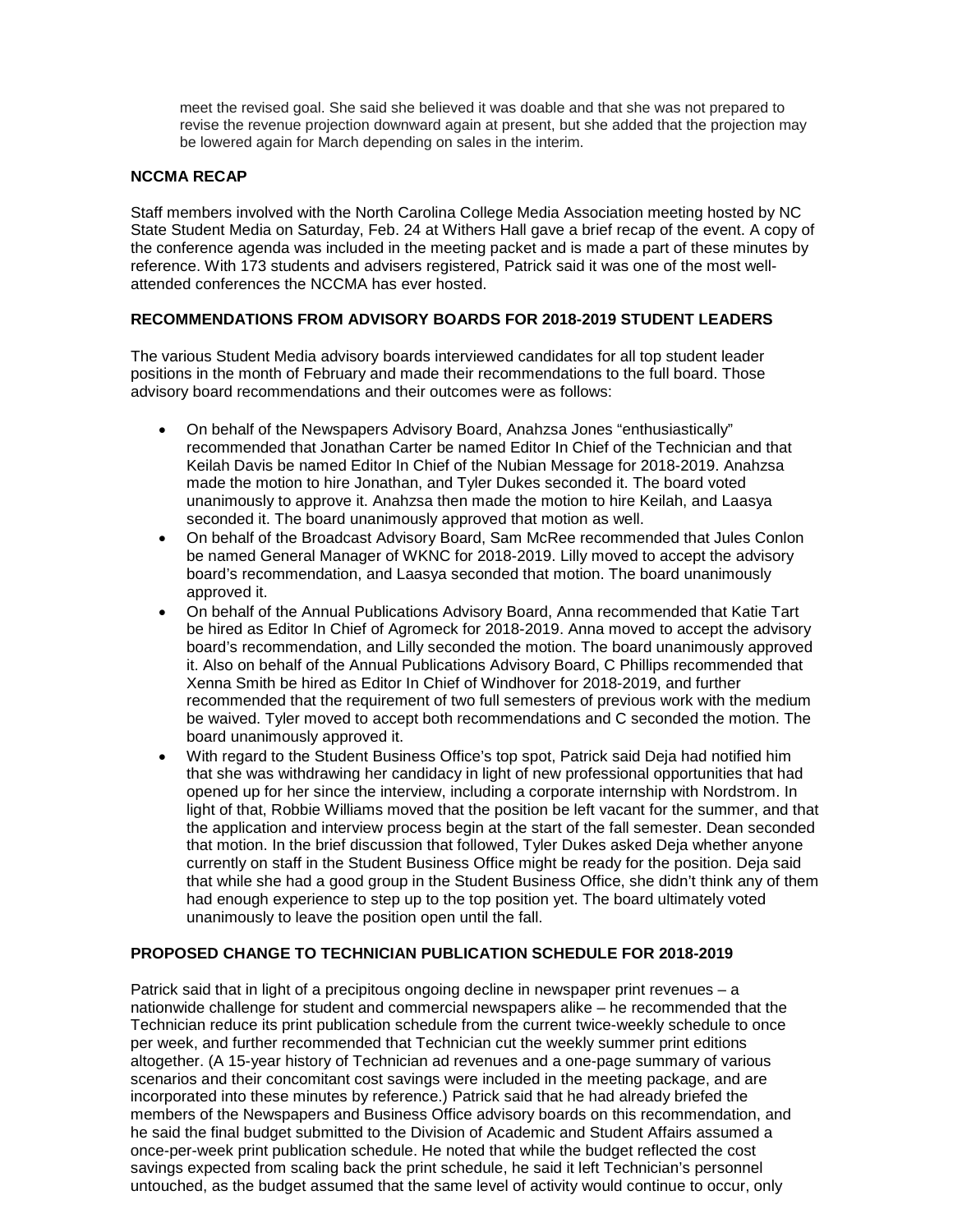meet the revised goal. She said she believed it was doable and that she was not prepared to revise the revenue projection downward again at present, but she added that the projection may be lowered again for March depending on sales in the interim.

**NCCMA RECAP**

Staff members involved with the North Carolina College Media Association meeting hosted by NC State Student Media on Saturday, Feb. 24 at Withers Hall gave a brief recap of the event. A copy of the conference agenda was included in the meeting packet and is made a part of these minutes by reference. With 173 students and advisers registered, Patrick said it was one of the most well-attended conferences the NCCMA has ever hosted.

**RECOMMENDATIONS FROM ADVISORY BOARDS FOR 2018-2019 STUDENT LEADERS**

The various Student Media advisory boards interviewed candidates for all top student leader positions in the month of February and made their recommendations to the full board. Those advisory board recommendations and their outcomes were as follows:

- On behalf of the Newspapers Advisory Board, Anahzsa Jones "enthusiastically" recommended that Jonathan Carter be named Editor In Chief of the Technician and that Keilah Davis be named Editor In Chief of the Nubian Message for 2018-2019. Anahzsa made the motion to hire Jonathan, and Tyler Dukes seconded it. The board voted unanimously to approve it. Anahzsa then made the motion to hire Keilah, and Laasya seconded it. The board unanimously approved that motion as well.
- On behalf of the Broadcast Advisory Board, Sam McRee recommended that Jules Conlon be named General Manager of WKNC for 2018-2019. Lilly moved to accept the advisory board's recommendation, and Laasya seconded that motion. The board unanimously approved it.
- On behalf of the Annual Publications Advisory Board, Anna recommended that Katie Tart be hired as Editor In Chief of Agromeck for 2018-2019. Anna moved to accept the advisory board's recommendation, and Lilly seconded the motion. The board unanimously approved it. Also on behalf of the Annual Publications Advisory Board, C Phillips recommended that Xenna Smith be hired as Editor In Chief of Windhover for 2018-2019, and further recommended that the requirement of two full semesters of previous work with the medium be waived. Tyler moved to accept both recommendations and C seconded the motion. The board unanimously approved it.
- With regard to the Student Business Office's top spot, Patrick said Deja had notified him that she was withdrawing her candidacy in light of new professional opportunities that had opened up for her since the interview, including a corporate internship with Nordstrom. In light of that, Robbie Williams moved that the position be left vacant for the summer, and that the application and interview process begin at the start of the fall semester. Dean seconded that motion. In the brief discussion that followed, Tyler Dukes asked Deja whether anyone currently on staff in the Student Business Office might be ready for the position. Deja said that while she had a good group in the Student Business Office, she didn't think any of them had enough experience to step up to the top position yet. The board ultimately voted unanimously to leave the position open until the fall.

**PROPOSED CHANGE TO TECHNICIAN PUBLICATION SCHEDULE FOR 2018-2019**

Patrick said that in light of a precipitous ongoing decline in newspaper print revenues – a nationwide challenge for student and commercial newspapers alike – he recommended that the Technician reduce its print publication schedule from the current twice-weekly schedule to once per week, and further recommended that Technician cut the weekly summer print editions altogether. (A 15-year history of Technician ad revenues and a one-page summary of various scenarios and their concomitant cost savings were included in the meeting package, and are incorporated into these minutes by reference.) Patrick said that he had already briefed the members of the Newspapers and Business Office advisory boards on this recommendation, and he said the final budget submitted to the Division of Academic and Student Affairs assumed a once-per-week print publication schedule. He noted that while the budget reflected the cost savings expected from scaling back the print schedule, he said it left Technician's personnel untouched, as the budget assumed that the same level of activity would continue to occur, only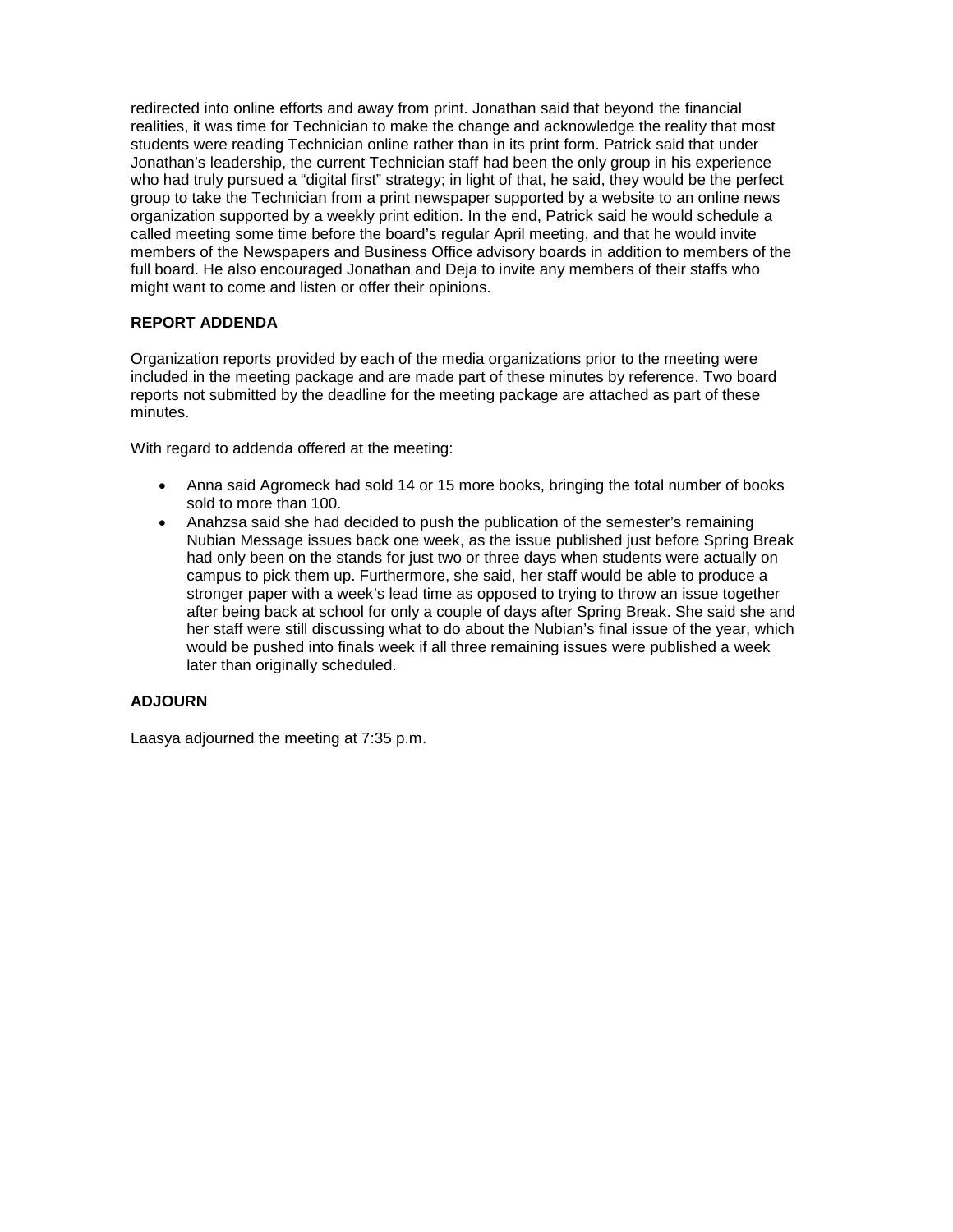redirected into online efforts and away from print. Jonathan said that beyond the financial realities, it was time for Technician to make the change and acknowledge the reality that most students were reading Technician online rather than in its print form. Patrick said that under Jonathan's leadership, the current Technician staff had been the only group in his experience who had truly pursued a "digital first" strategy; in light of that, he said, they would be the perfect group to take the Technician from a print newspaper supported by a website to an online news organization supported by a weekly print edition. In the end, Patrick said he would schedule a called meeting some time before the board's regular April meeting, and that he would invite members of the Newspapers and Business Office advisory boards in addition to members of the full board. He also encouraged Jonathan and Deja to invite any members of their staffs who might want to come and listen or offer their opinions.

**REPORT ADDENDA**

Organization reports provided by each of the media organizations prior to the meeting were included in the meeting package and are made part of these minutes by reference. Two board reports not submitted by the deadline for the meeting package are attached as part of these minutes.

With regard to addenda offered at the meeting:

- Anna said Agromeck had sold 14 or 15 more books, bringing the total number of books sold to more than 100.
- Anahzsa said she had decided to push the publication of the semester's remaining Nubian Message issues back one week, as the issue published just before Spring Break had only been on the stands for just two or three days when students were actually on campus to pick them up. Furthermore, she said, her staff would be able to produce a stronger paper with a week's lead time as opposed to trying to throw an issue together after being back at school for only a couple of days after Spring Break. She said she and her staff were still discussing what to do about the Nubian's final issue of the year, which would be pushed into finals week if all three remaining issues were published a week later than originally scheduled.

**ADJOURN**

Laasya adjourned the meeting at 7:35 p.m.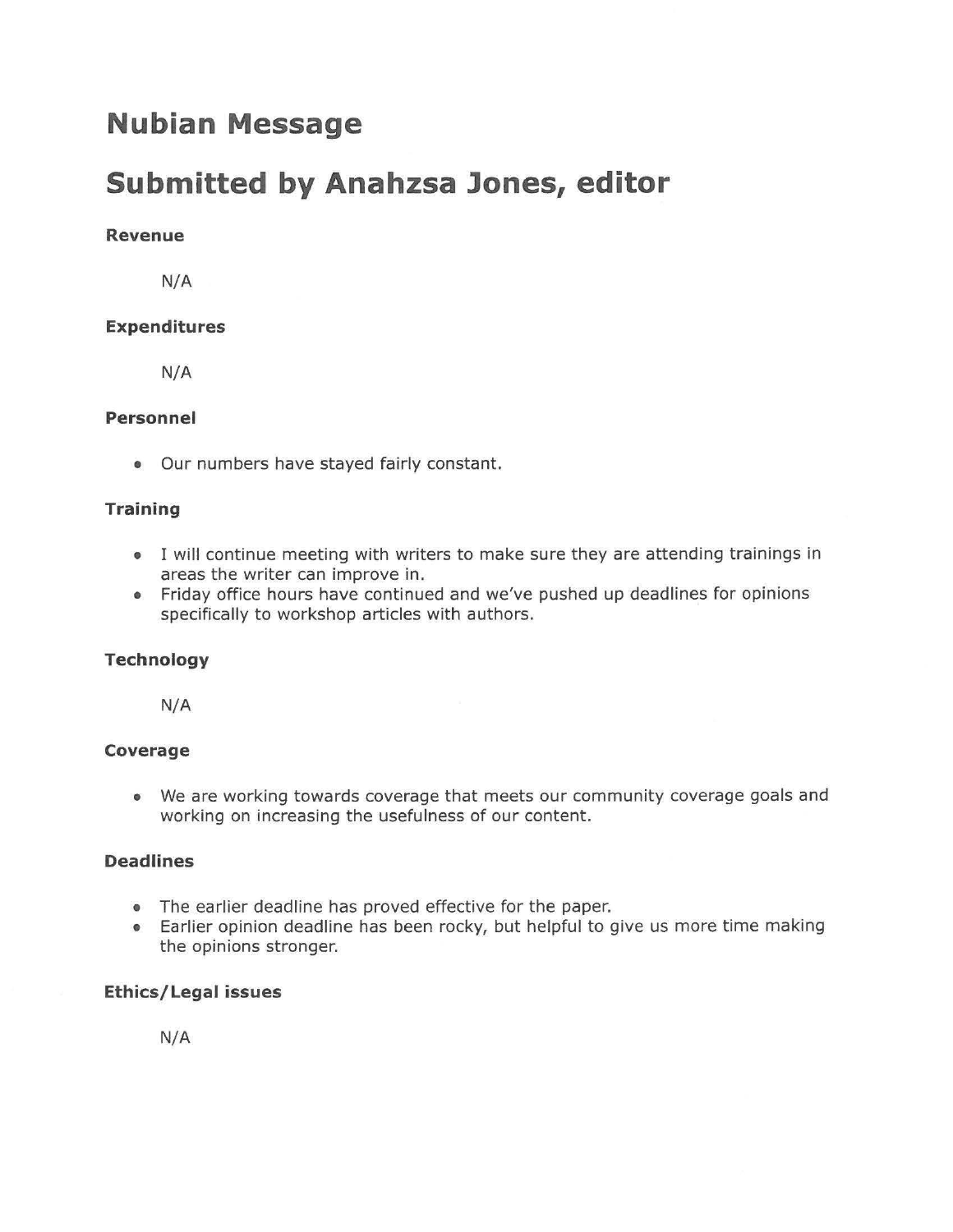# Nubian Message

# Submitted by Anahzsa Jones, editor

### Revenue

N/A

### Expenditures

N/A

### Personnel

- Our numbers have stayed fairly constant.

### Training

- I will continue meeting with writers to make sure they are attending trainings in areas the writer can improve in.
- Friday office hours have continued and we've pushed up deadlines for opinions specifically to workshop articles with authors.

### Technology

N/A

### Coverage

- We are working towards coverage that meets our community coverage goals and working on increasing the usefulness of our content.

### Deadlines

- The earlier deadline has proved effective for the paper.
- Earlier opinion deadline has been rocky, but helpful to give us more time making the opinions stronger.

### Ethics/Legal issues

N/A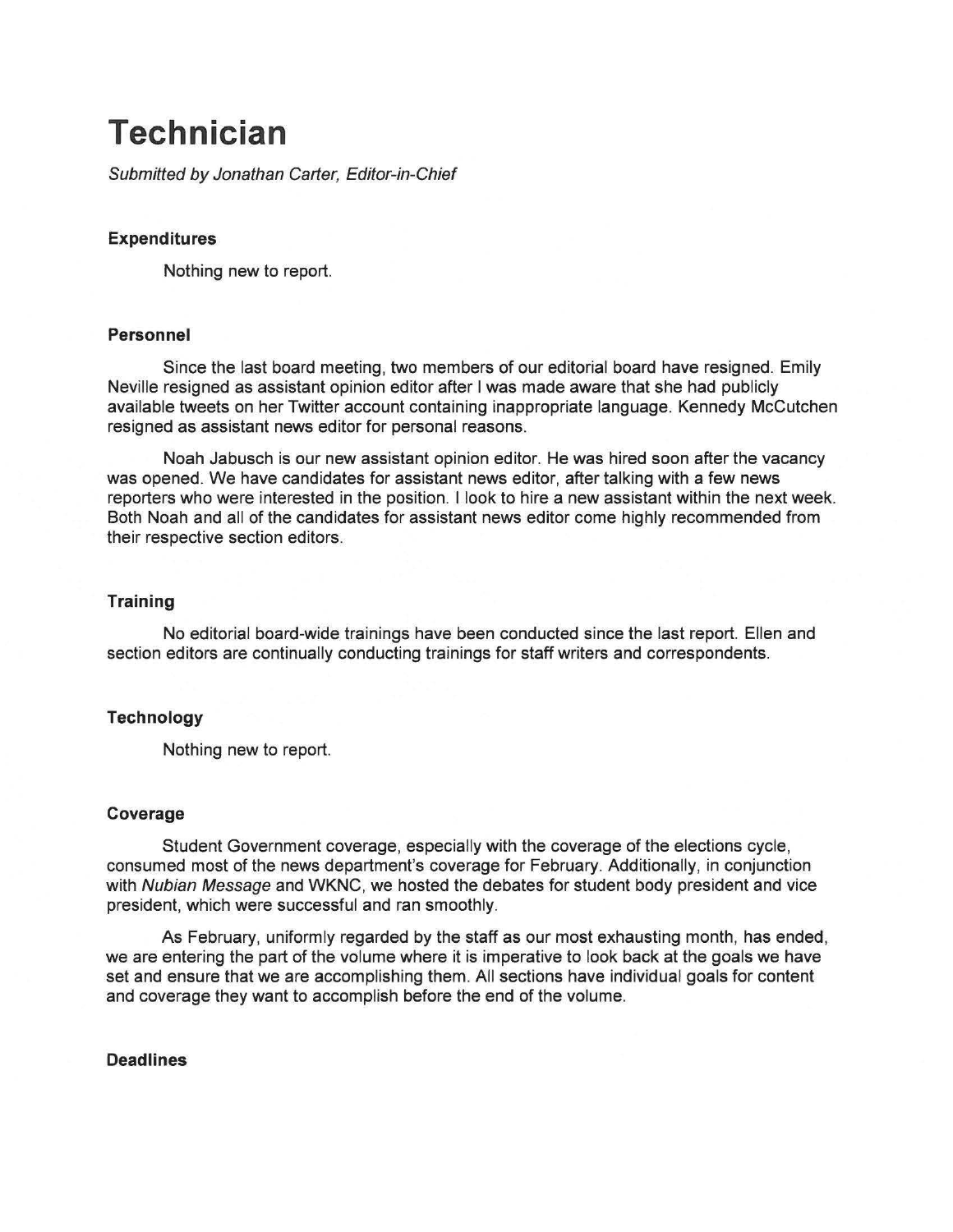# Technician

*Submitted by Jonathan Carter, Editor-in-Chief*

### Expenditures

Nothing new to report.

### Personnel

Since the last board meeting, two members of our editorial board have resigned. Emily Neville resigned as assistant opinion editor after I was made aware that she had publicly available tweets on her Twitter account containing inappropriate language. Kennedy McCutchen resigned as assistant news editor for personal reasons.

Noah Jabusch is our new assistant opinion editor. He was hired soon after the vacancy was opened. We have candidates for assistant news editor, after talking with a few news reporters who were interested in the position. I look to hire a new assistant within the next week. Both Noah and all of the candidates for assistant news editor come highly recommended from their respective section editors.

### Training

No editorial board-wide trainings have been conducted since the last report. Ellen and section editors are continually conducting trainings for staff writers and correspondents.

### Technology

Nothing new to report.

### Coverage

Student Government coverage, especially with the coverage of the elections cycle, consumed most of the news department's coverage for February. Additionally, in conjunction with *Nubian Message* and WKNC, we hosted the debates for student body president and vice president, which were successful and ran smoothly.

As February, uniformly regarded by the staff as our most exhausting month, has ended, we are entering the part of the volume where it is imperative to look back at the goals we have set and ensure that we are accomplishing them. All sections have individual goals for content and coverage they want to accomplish before the end of the volume.

### Deadlines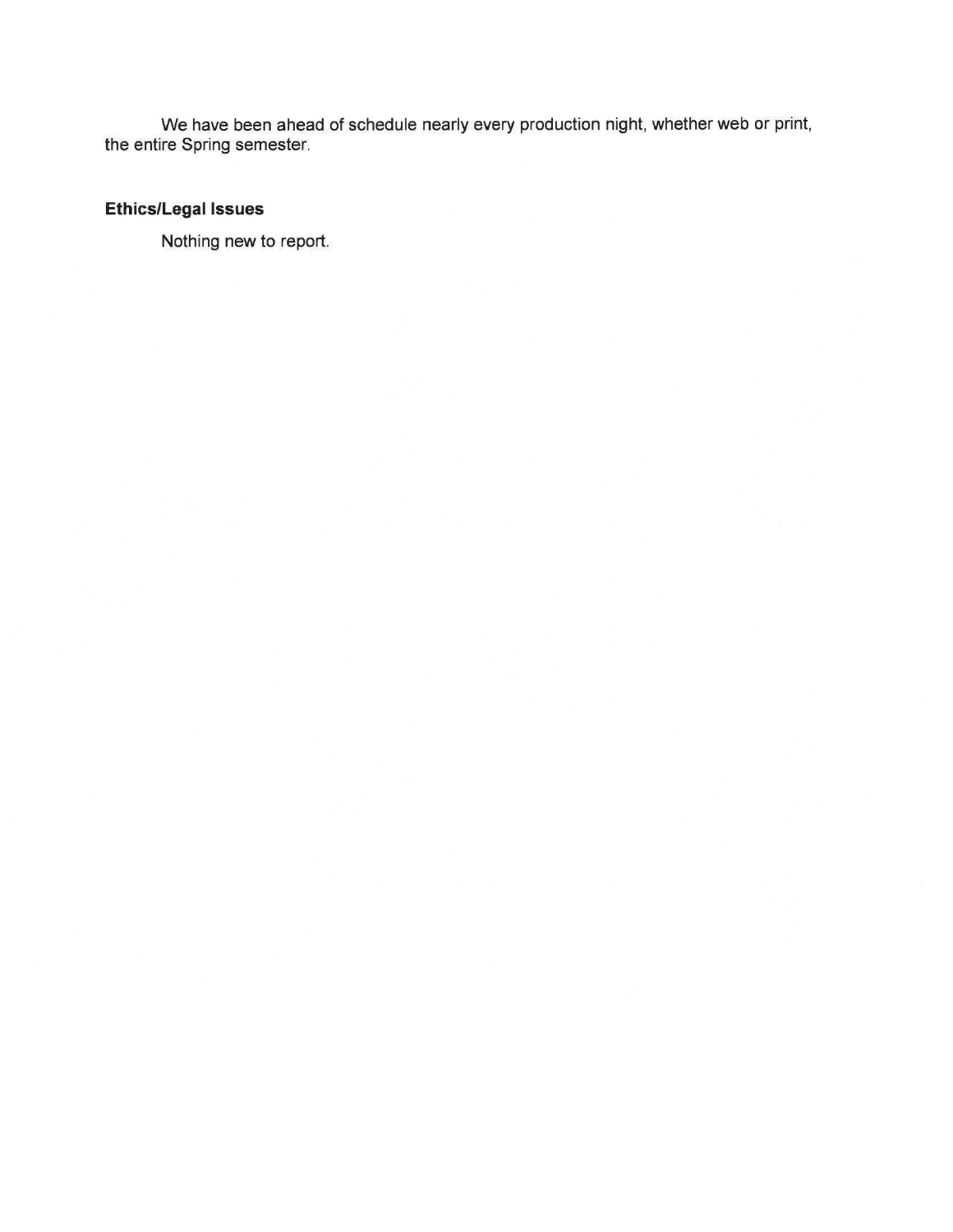We have been ahead of schedule nearly every production night, whether web or print, the entire Spring semester.

**Ethics/Legal Issues**

Nothing new to report.